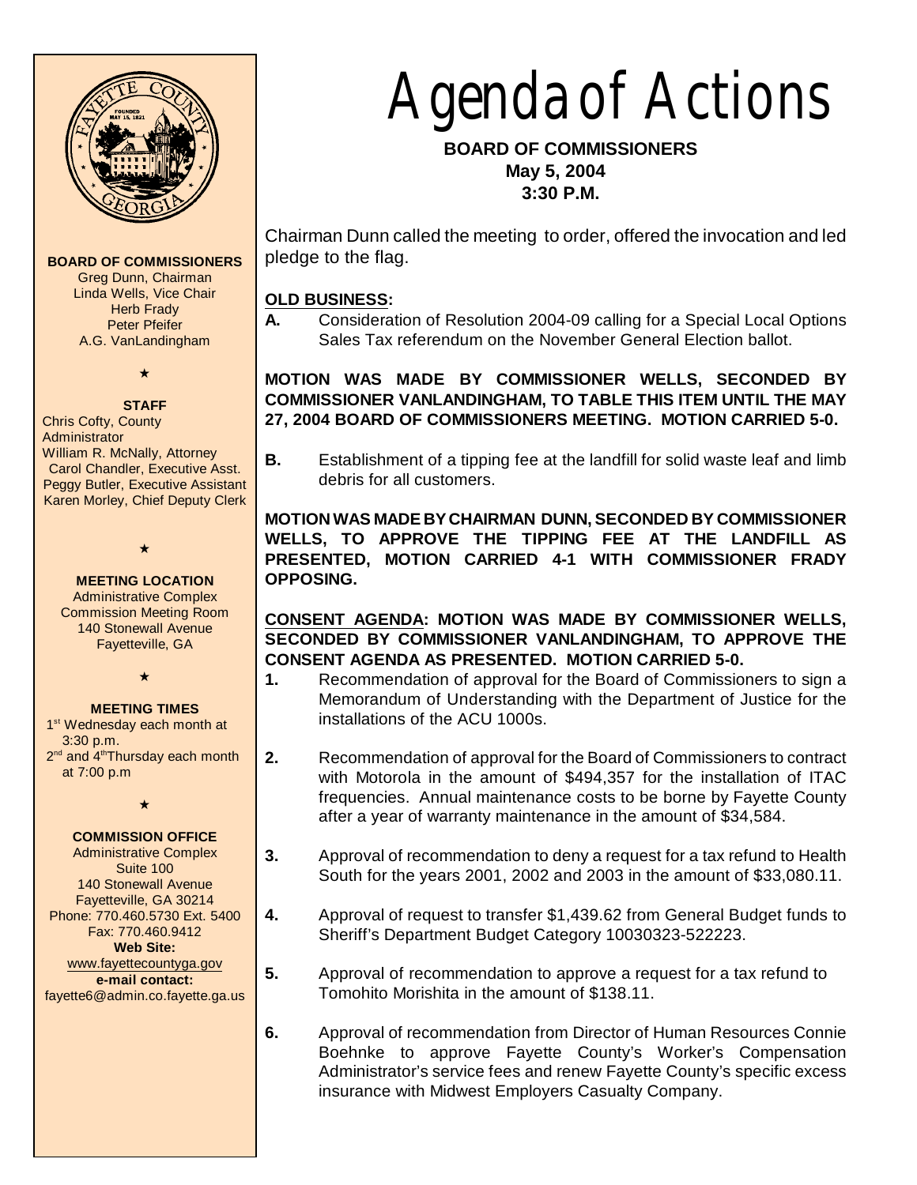# Agenda of Actions

**BOARD OF COMMISSIONERS**
**May 5, 2004**
**3:30 P.M.**

**BOARD OF COMMISSIONERS**
Greg Dunn, Chairman
Linda Wells, Vice Chair
Herb Frady
Peter Pfeifer
A.G. VanLandingham

★

**STAFF**
Chris Cofty, County Administrator
William R. McNally, Attorney
Carol Chandler, Executive Asst.
Peggy Butler, Executive Assistant
Karen Morley, Chief Deputy Clerk

★

**MEETING LOCATION**
Administrative Complex
Commission Meeting Room
140 Stonewall Avenue
Fayetteville, GA

★

**MEETING TIMES**
1st Wednesday each month at 3:30 p.m.
2nd and 4th Thursday each month at 7:00 p.m

★

**COMMISSION OFFICE**
Administrative Complex
Suite 100
140 Stonewall Avenue
Fayetteville, GA 30214
Phone: 770.460.5730 Ext. 5400
Fax: 770.460.9412
**Web Site:**
www.fayettecountyga.gov
**e-mail contact:**
fayette6@admin.co.fayette.ga.us

Chairman Dunn called the meeting to order, offered the invocation and led pledge to the flag.

**OLD BUSINESS:**

**A.** Consideration of Resolution 2004-09 calling for a Special Local Options Sales Tax referendum on the November General Election ballot.

**MOTION WAS MADE BY COMMISSIONER WELLS, SECONDED BY COMMISSIONER VANLANDINGHAM, TO TABLE THIS ITEM UNTIL THE MAY 27, 2004 BOARD OF COMMISSIONERS MEETING. MOTION CARRIED 5-0.**

**B.** Establishment of a tipping fee at the landfill for solid waste leaf and limb debris for all customers.

**MOTION WAS MADE BY CHAIRMAN DUNN, SECONDED BY COMMISSIONER WELLS, TO APPROVE THE TIPPING FEE AT THE LANDFILL AS PRESENTED, MOTION CARRIED 4-1 WITH COMMISSIONER FRADY OPPOSING.**

**CONSENT AGENDA: MOTION WAS MADE BY COMMISSIONER WELLS, SECONDED BY COMMISSIONER VANLANDINGHAM, TO APPROVE THE CONSENT AGENDA AS PRESENTED. MOTION CARRIED 5-0.**

**1.** Recommendation of approval for the Board of Commissioners to sign a Memorandum of Understanding with the Department of Justice for the installations of the ACU 1000s.

**2.** Recommendation of approval for the Board of Commissioners to contract with Motorola in the amount of $494,357 for the installation of ITAC frequencies. Annual maintenance costs to be borne by Fayette County after a year of warranty maintenance in the amount of $34,584.

**3.** Approval of recommendation to deny a request for a tax refund to Health South for the years 2001, 2002 and 2003 in the amount of $33,080.11.

**4.** Approval of request to transfer $1,439.62 from General Budget funds to Sheriff's Department Budget Category 10030323-522223.

**5.** Approval of recommendation to approve a request for a tax refund to Tomohito Morishita in the amount of $138.11.

**6.** Approval of recommendation from Director of Human Resources Connie Boehnke to approve Fayette County's Worker's Compensation Administrator's service fees and renew Fayette County's specific excess insurance with Midwest Employers Casualty Company.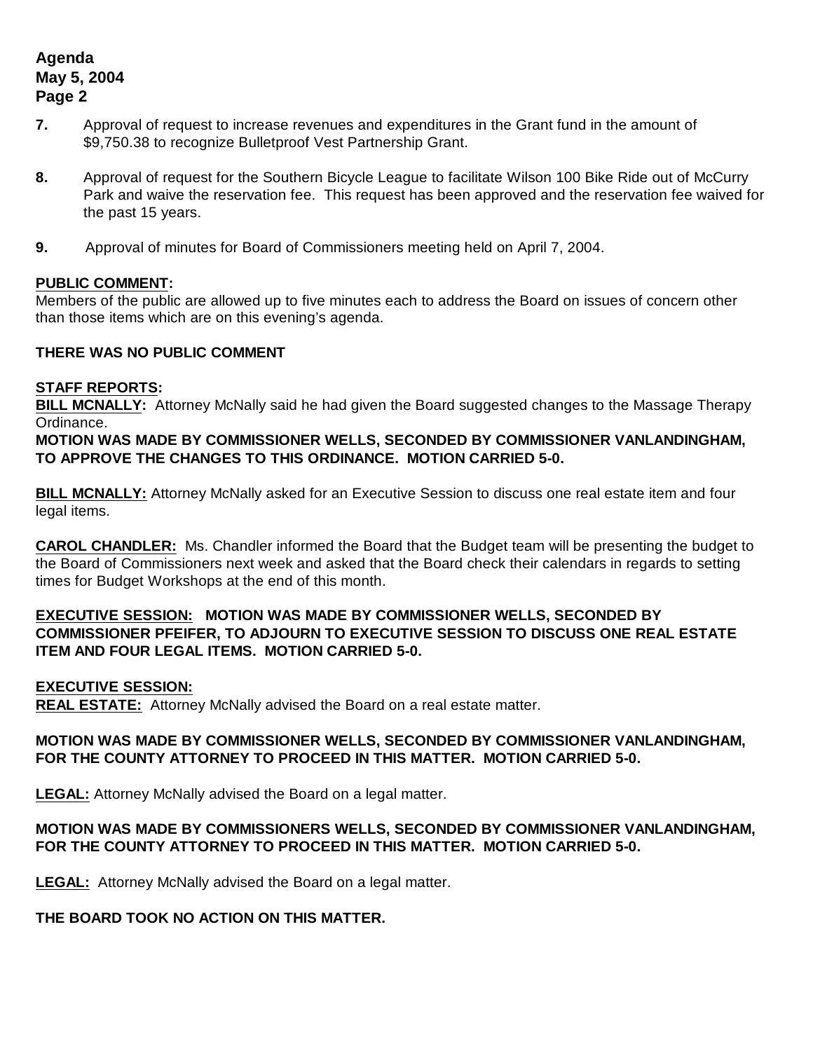**7.** Approval of request to increase revenues and expenditures in the Grant fund in the amount of $9,750.38 to recognize Bulletproof Vest Partnership Grant.

**8.** Approval of request for the Southern Bicycle League to facilitate Wilson 100 Bike Ride out of McCurry Park and waive the reservation fee. This request has been approved and the reservation fee waived for the past 15 years.

**9.** Approval of minutes for Board of Commissioners meeting held on April 7, 2004.

**PUBLIC COMMENT:**
Members of the public are allowed up to five minutes each to address the Board on issues of concern other than those items which are on this evening's agenda.

**THERE WAS NO PUBLIC COMMENT**

**STAFF REPORTS:**
**BILL MCNALLY:** Attorney McNally said he had given the Board suggested changes to the Massage Therapy Ordinance.
**MOTION WAS MADE BY COMMISSIONER WELLS, SECONDED BY COMMISSIONER VANLANDINGHAM, TO APPROVE THE CHANGES TO THIS ORDINANCE. MOTION CARRIED 5-0.**

**BILL MCNALLY:** Attorney McNally asked for an Executive Session to discuss one real estate item and four legal items.

**CAROL CHANDLER:** Ms. Chandler informed the Board that the Budget team will be presenting the budget to the Board of Commissioners next week and asked that the Board check their calendars in regards to setting times for Budget Workshops at the end of this month.

**EXECUTIVE SESSION: MOTION WAS MADE BY COMMISSIONER WELLS, SECONDED BY COMMISSIONER PFEIFER, TO ADJOURN TO EXECUTIVE SESSION TO DISCUSS ONE REAL ESTATE ITEM AND FOUR LEGAL ITEMS. MOTION CARRIED 5-0.**

**EXECUTIVE SESSION:**
**REAL ESTATE:** Attorney McNally advised the Board on a real estate matter.

**MOTION WAS MADE BY COMMISSIONER WELLS, SECONDED BY COMMISSIONER VANLANDINGHAM, FOR THE COUNTY ATTORNEY TO PROCEED IN THIS MATTER. MOTION CARRIED 5-0.**

**LEGAL:** Attorney McNally advised the Board on a legal matter.

**MOTION WAS MADE BY COMMISSIONERS WELLS, SECONDED BY COMMISSIONER VANLANDINGHAM, FOR THE COUNTY ATTORNEY TO PROCEED IN THIS MATTER. MOTION CARRIED 5-0.**

**LEGAL:** Attorney McNally advised the Board on a legal matter.

**THE BOARD TOOK NO ACTION ON THIS MATTER.**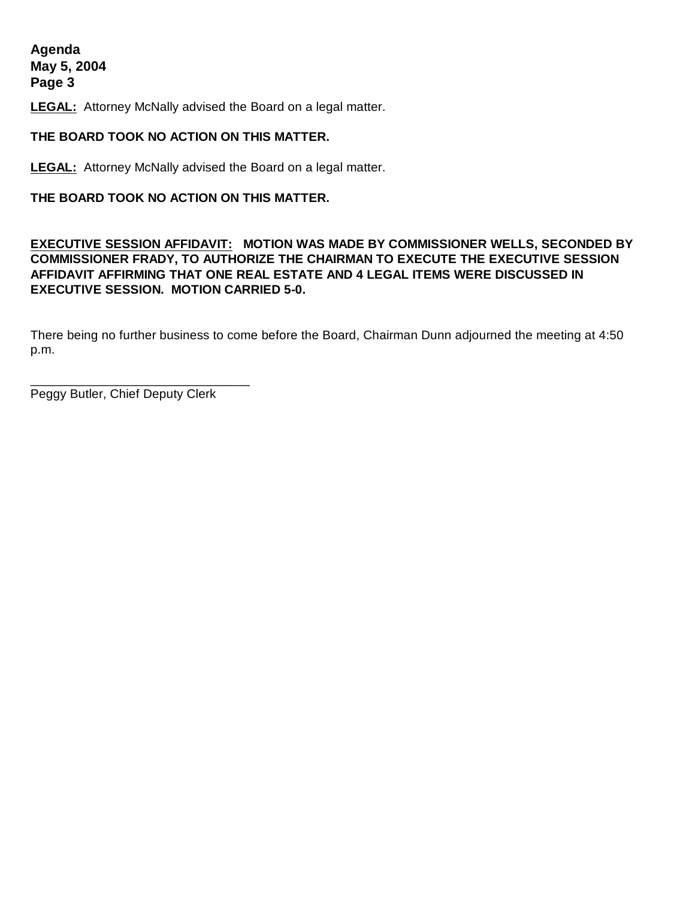**LEGAL:** Attorney McNally advised the Board on a legal matter.

**THE BOARD TOOK NO ACTION ON THIS MATTER.**

**LEGAL:** Attorney McNally advised the Board on a legal matter.

**THE BOARD TOOK NO ACTION ON THIS MATTER.**

**EXECUTIVE SESSION AFFIDAVIT: MOTION WAS MADE BY COMMISSIONER WELLS, SECONDED BY COMMISSIONER FRADY, TO AUTHORIZE THE CHAIRMAN TO EXECUTE THE EXECUTIVE SESSION AFFIDAVIT AFFIRMING THAT ONE REAL ESTATE AND 4 LEGAL ITEMS WERE DISCUSSED IN EXECUTIVE SESSION. MOTION CARRIED 5-0.**

There being no further business to come before the Board, Chairman Dunn adjourned the meeting at 4:50 p.m.

\_\_\_\_\_\_\_\_\_\_\_\_\_\_\_\_\_\_\_\_\_\_\_\_\_\_\_\_\_\_\_\_
Peggy Butler, Chief Deputy Clerk